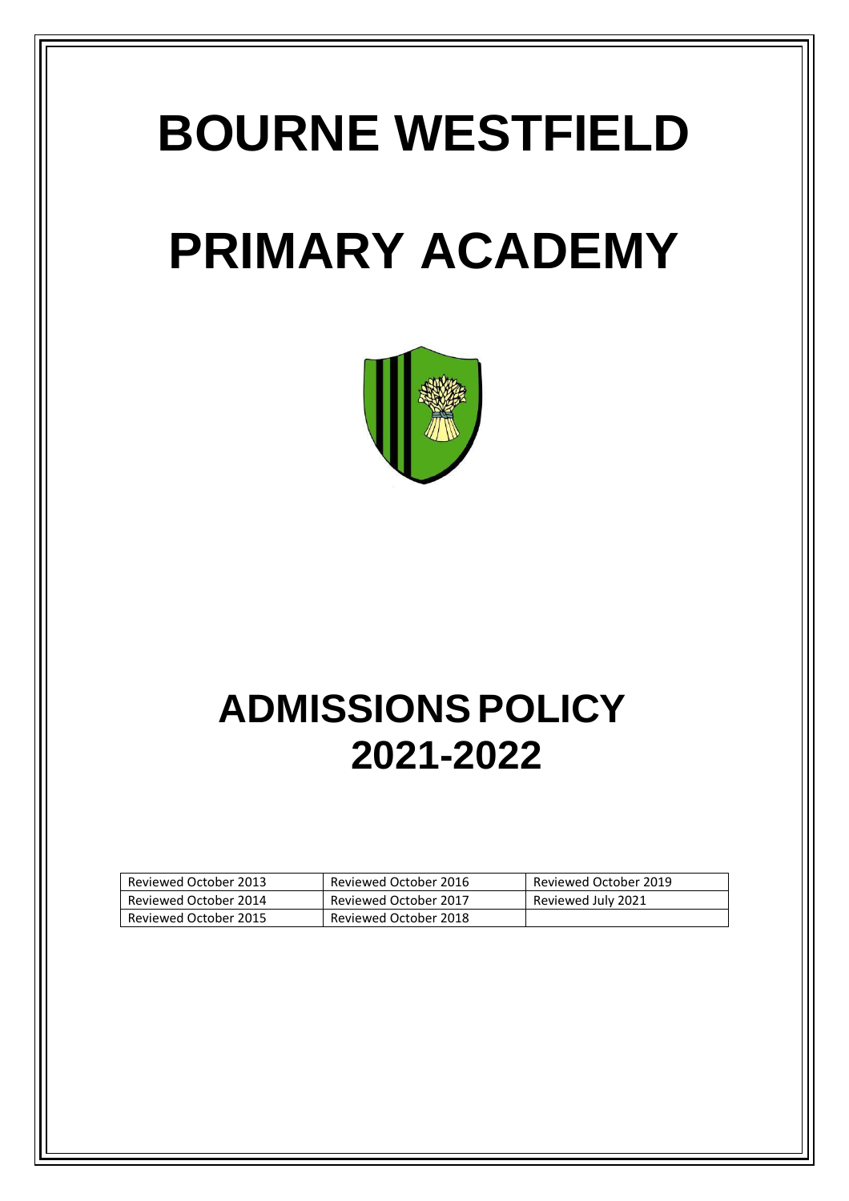# BOURNE WESTFIELD

# PRIMARY ACADEMY

# ADMISSIONS POLICY 2021-2022

| Reviewed October 2013 | Reviewed October 2016 | Reviewed October 2019 |
|---|---|---|
| Reviewed October 2014 | Reviewed October 2017 | Reviewed July 2021 |
| Reviewed October 2015 | Reviewed October 2018 | |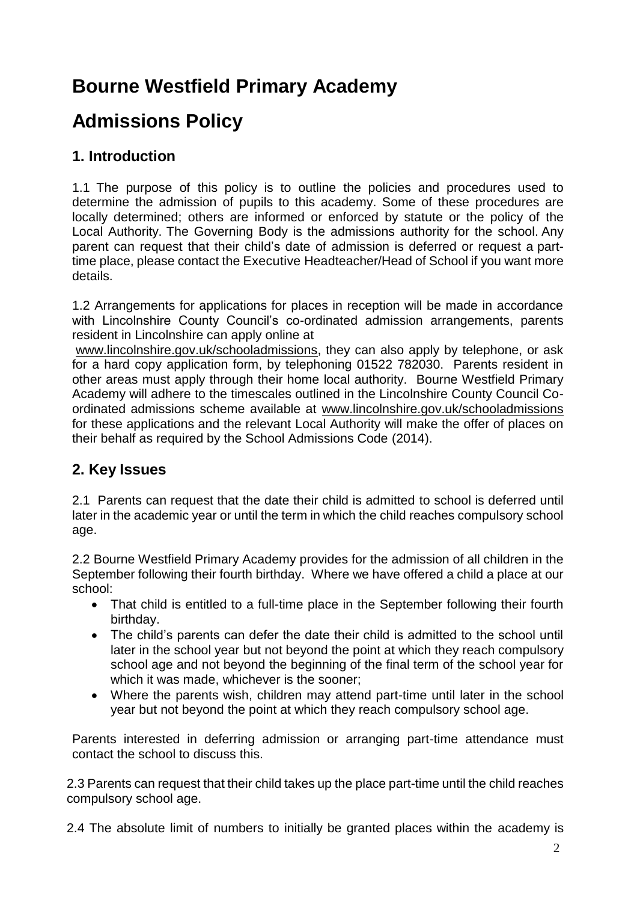# Bourne Westfield Primary Academy

# Admissions Policy

## 1. Introduction

1.1 The purpose of this policy is to outline the policies and procedures used to determine the admission of pupils to this academy. Some of these procedures are locally determined; others are informed or enforced by statute or the policy of the Local Authority. The Governing Body is the admissions authority for the school. Any parent can request that their child's date of admission is deferred or request a part-time place, please contact the Executive Headteacher/Head of School if you want more details.

1.2 Arrangements for applications for places in reception will be made in accordance with Lincolnshire County Council's co-ordinated admission arrangements, parents resident in Lincolnshire can apply online at www.lincolnshire.gov.uk/schooladmissions, they can also apply by telephone, or ask for a hard copy application form, by telephoning 01522 782030. Parents resident in other areas must apply through their home local authority. Bourne Westfield Primary Academy will adhere to the timescales outlined in the Lincolnshire County Council Co-ordinated admissions scheme available at www.lincolnshire.gov.uk/schooladmissions for these applications and the relevant Local Authority will make the offer of places on their behalf as required by the School Admissions Code (2014).

## 2. Key Issues

2.1 Parents can request that the date their child is admitted to school is deferred until later in the academic year or until the term in which the child reaches compulsory school age.

2.2 Bourne Westfield Primary Academy provides for the admission of all children in the September following their fourth birthday. Where we have offered a child a place at our school:

- That child is entitled to a full-time place in the September following their fourth birthday.
- The child's parents can defer the date their child is admitted to the school until later in the school year but not beyond the point at which they reach compulsory school age and not beyond the beginning of the final term of the school year for which it was made, whichever is the sooner;
- Where the parents wish, children may attend part-time until later in the school year but not beyond the point at which they reach compulsory school age.

Parents interested in deferring admission or arranging part-time attendance must contact the school to discuss this.

2.3 Parents can request that their child takes up the place part-time until the child reaches compulsory school age.

2.4 The absolute limit of numbers to initially be granted places within the academy is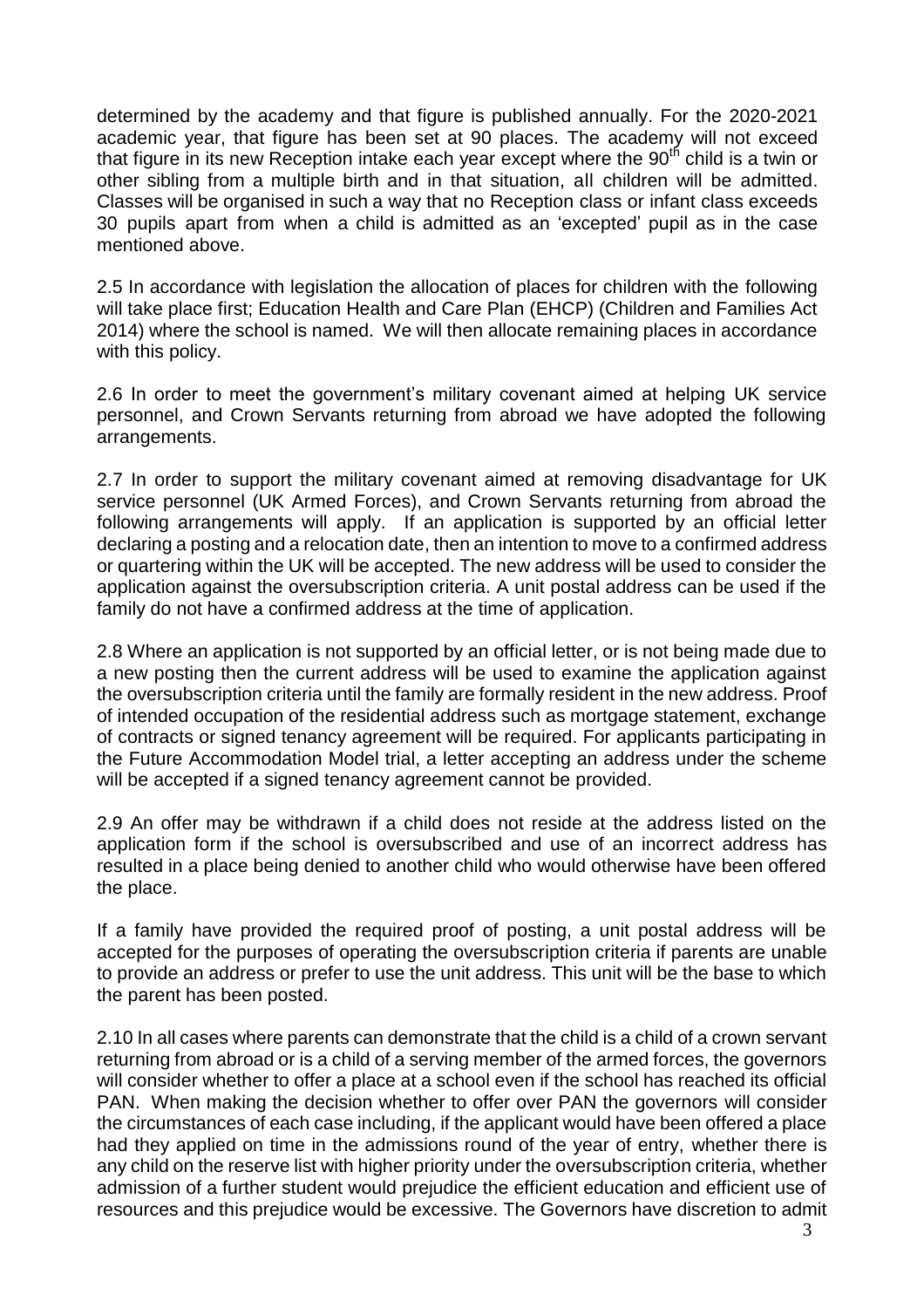determined by the academy and that figure is published annually. For the 2020-2021 academic year, that figure has been set at 90 places. The academy will not exceed that figure in its new Reception intake each year except where the 90th child is a twin or other sibling from a multiple birth and in that situation, all children will be admitted. Classes will be organised in such a way that no Reception class or infant class exceeds 30 pupils apart from when a child is admitted as an 'excepted' pupil as in the case mentioned above.

2.5 In accordance with legislation the allocation of places for children with the following will take place first; Education Health and Care Plan (EHCP) (Children and Families Act 2014) where the school is named. We will then allocate remaining places in accordance with this policy.

2.6 In order to meet the government's military covenant aimed at helping UK service personnel, and Crown Servants returning from abroad we have adopted the following arrangements.

2.7 In order to support the military covenant aimed at removing disadvantage for UK service personnel (UK Armed Forces), and Crown Servants returning from abroad the following arrangements will apply. If an application is supported by an official letter declaring a posting and a relocation date, then an intention to move to a confirmed address or quartering within the UK will be accepted. The new address will be used to consider the application against the oversubscription criteria. A unit postal address can be used if the family do not have a confirmed address at the time of application.

2.8 Where an application is not supported by an official letter, or is not being made due to a new posting then the current address will be used to examine the application against the oversubscription criteria until the family are formally resident in the new address. Proof of intended occupation of the residential address such as mortgage statement, exchange of contracts or signed tenancy agreement will be required. For applicants participating in the Future Accommodation Model trial, a letter accepting an address under the scheme will be accepted if a signed tenancy agreement cannot be provided.

2.9 An offer may be withdrawn if a child does not reside at the address listed on the application form if the school is oversubscribed and use of an incorrect address has resulted in a place being denied to another child who would otherwise have been offered the place.

If a family have provided the required proof of posting, a unit postal address will be accepted for the purposes of operating the oversubscription criteria if parents are unable to provide an address or prefer to use the unit address. This unit will be the base to which the parent has been posted.

2.10 In all cases where parents can demonstrate that the child is a child of a crown servant returning from abroad or is a child of a serving member of the armed forces, the governors will consider whether to offer a place at a school even if the school has reached its official PAN. When making the decision whether to offer over PAN the governors will consider the circumstances of each case including, if the applicant would have been offered a place had they applied on time in the admissions round of the year of entry, whether there is any child on the reserve list with higher priority under the oversubscription criteria, whether admission of a further student would prejudice the efficient education and efficient use of resources and this prejudice would be excessive. The Governors have discretion to admit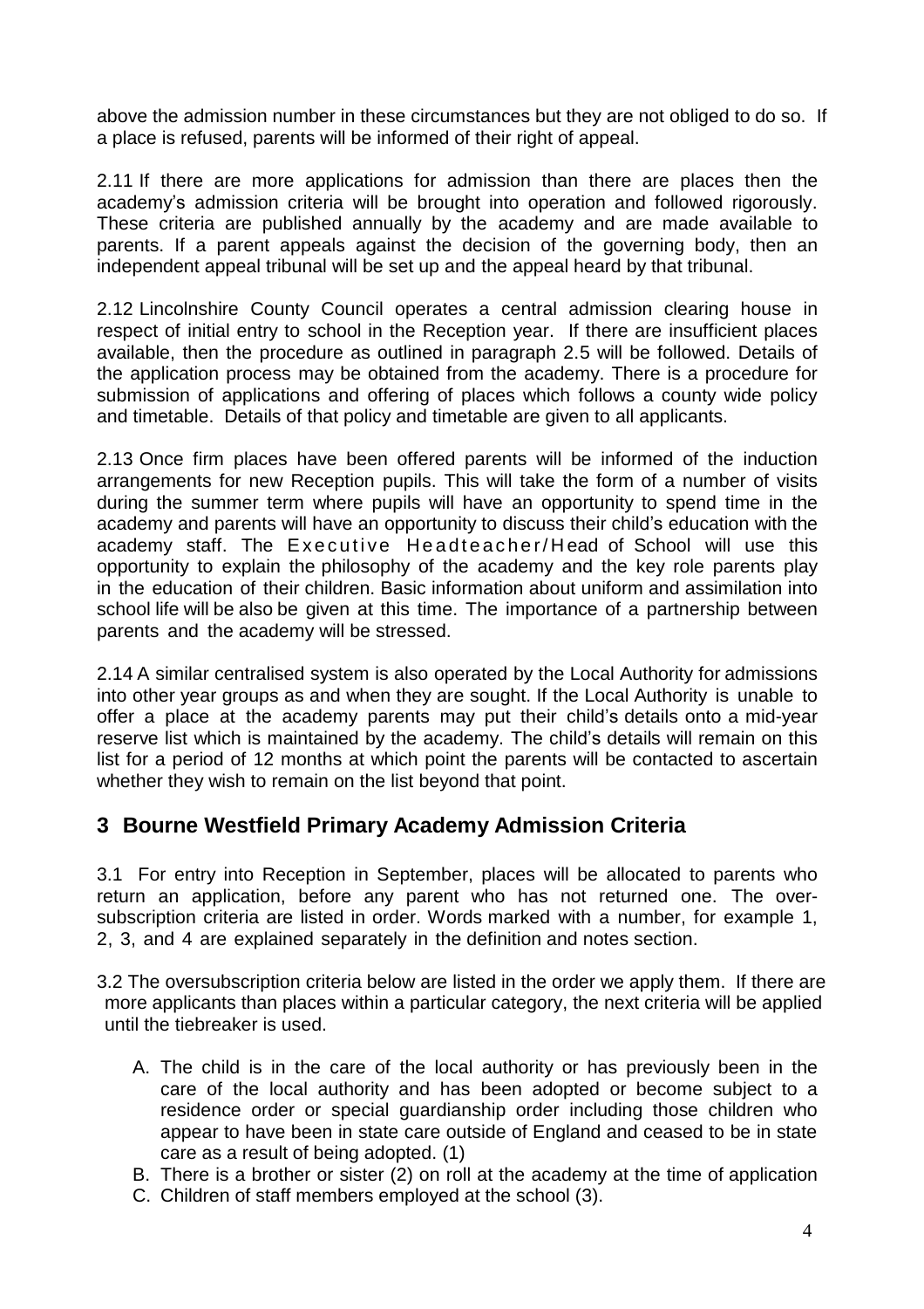above the admission number in these circumstances but they are not obliged to do so. If a place is refused, parents will be informed of their right of appeal.

2.11 If there are more applications for admission than there are places then the academy's admission criteria will be brought into operation and followed rigorously. These criteria are published annually by the academy and are made available to parents. If a parent appeals against the decision of the governing body, then an independent appeal tribunal will be set up and the appeal heard by that tribunal.

2.12 Lincolnshire County Council operates a central admission clearing house in respect of initial entry to school in the Reception year. If there are insufficient places available, then the procedure as outlined in paragraph 2.5 will be followed. Details of the application process may be obtained from the academy. There is a procedure for submission of applications and offering of places which follows a county wide policy and timetable. Details of that policy and timetable are given to all applicants.

2.13 Once firm places have been offered parents will be informed of the induction arrangements for new Reception pupils. This will take the form of a number of visits during the summer term where pupils will have an opportunity to spend time in the academy and parents will have an opportunity to discuss their child's education with the academy staff. The Executive Headteacher/Head of School will use this opportunity to explain the philosophy of the academy and the key role parents play in the education of their children. Basic information about uniform and assimilation into school life will be also be given at this time. The importance of a partnership between parents and the academy will be stressed.

2.14 A similar centralised system is also operated by the Local Authority for admissions into other year groups as and when they are sought. If the Local Authority is unable to offer a place at the academy parents may put their child's details onto a mid-year reserve list which is maintained by the academy. The child's details will remain on this list for a period of 12 months at which point the parents will be contacted to ascertain whether they wish to remain on the list beyond that point.

## 3 Bourne Westfield Primary Academy Admission Criteria

3.1 For entry into Reception in September, places will be allocated to parents who return an application, before any parent who has not returned one. The over-subscription criteria are listed in order. Words marked with a number, for example 1, 2, 3, and 4 are explained separately in the definition and notes section.

3.2 The oversubscription criteria below are listed in the order we apply them. If there are more applicants than places within a particular category, the next criteria will be applied until the tiebreaker is used.

A. The child is in the care of the local authority or has previously been in the care of the local authority and has been adopted or become subject to a residence order or special guardianship order including those children who appear to have been in state care outside of England and ceased to be in state care as a result of being adopted. (1)
B. There is a brother or sister (2) on roll at the academy at the time of application
C. Children of staff members employed at the school (3).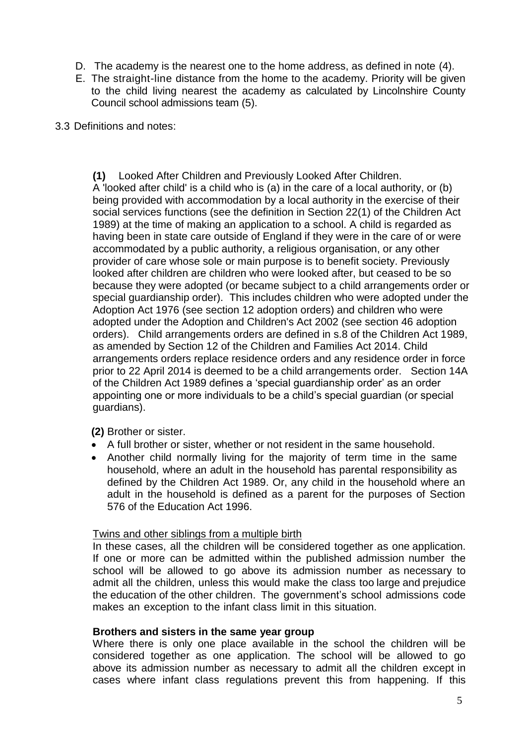D. The academy is the nearest one to the home address, as defined in note (4).

E. The straight-line distance from the home to the academy. Priority will be given to the child living nearest the academy as calculated by Lincolnshire County Council school admissions team (5).

3.3 Definitions and notes:

**(1)** Looked After Children and Previously Looked After Children.
A 'looked after child' is a child who is (a) in the care of a local authority, or (b) being provided with accommodation by a local authority in the exercise of their social services functions (see the definition in Section 22(1) of the Children Act 1989) at the time of making an application to a school. A child is regarded as having been in state care outside of England if they were in the care of or were accommodated by a public authority, a religious organisation, or any other provider of care whose sole or main purpose is to benefit society. Previously looked after children are children who were looked after, but ceased to be so because they were adopted (or became subject to a child arrangements order or special guardianship order). This includes children who were adopted under the Adoption Act 1976 (see section 12 adoption orders) and children who were adopted under the Adoption and Children's Act 2002 (see section 46 adoption orders). Child arrangements orders are defined in s.8 of the Children Act 1989, as amended by Section 12 of the Children and Families Act 2014. Child arrangements orders replace residence orders and any residence order in force prior to 22 April 2014 is deemed to be a child arrangements order. Section 14A of the Children Act 1989 defines a 'special guardianship order' as an order appointing one or more individuals to be a child's special guardian (or special guardians).

**(2)** Brother or sister.

- A full brother or sister, whether or not resident in the same household.
- Another child normally living for the majority of term time in the same household, where an adult in the household has parental responsibility as defined by the Children Act 1989. Or, any child in the household where an adult in the household is defined as a parent for the purposes of Section 576 of the Education Act 1996.

<u>Twins and other siblings from a multiple birth</u>

In these cases, all the children will be considered together as one application. If one or more can be admitted within the published admission number the school will be allowed to go above its admission number as necessary to admit all the children, unless this would make the class too large and prejudice the education of the other children. The government's school admissions code makes an exception to the infant class limit in this situation.

**Brothers and sisters in the same year group**

Where there is only one place available in the school the children will be considered together as one application. The school will be allowed to go above its admission number as necessary to admit all the children except in cases where infant class regulations prevent this from happening. If this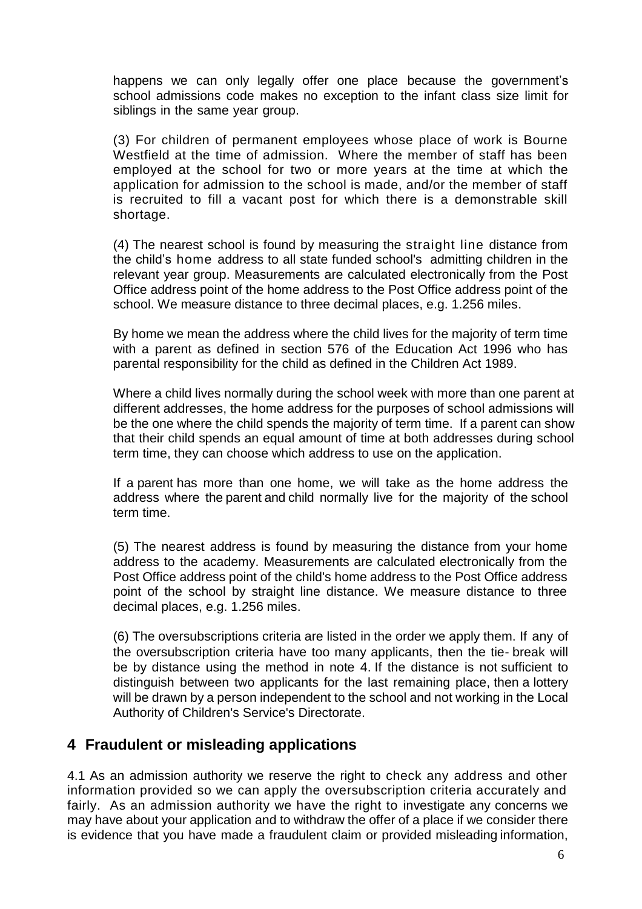happens we can only legally offer one place because the government's school admissions code makes no exception to the infant class size limit for siblings in the same year group.

(3) For children of permanent employees whose place of work is Bourne Westfield at the time of admission. Where the member of staff has been employed at the school for two or more years at the time at which the application for admission to the school is made, and/or the member of staff is recruited to fill a vacant post for which there is a demonstrable skill shortage.

(4) The nearest school is found by measuring the straight line distance from the child's home address to all state funded school's admitting children in the relevant year group. Measurements are calculated electronically from the Post Office address point of the home address to the Post Office address point of the school. We measure distance to three decimal places, e.g. 1.256 miles.

By home we mean the address where the child lives for the majority of term time with a parent as defined in section 576 of the Education Act 1996 who has parental responsibility for the child as defined in the Children Act 1989.

Where a child lives normally during the school week with more than one parent at different addresses, the home address for the purposes of school admissions will be the one where the child spends the majority of term time. If a parent can show that their child spends an equal amount of time at both addresses during school term time, they can choose which address to use on the application.

If a parent has more than one home, we will take as the home address the address where the parent and child normally live for the majority of the school term time.

(5) The nearest address is found by measuring the distance from your home address to the academy. Measurements are calculated electronically from the Post Office address point of the child's home address to the Post Office address point of the school by straight line distance. We measure distance to three decimal places, e.g. 1.256 miles.

(6) The oversubscriptions criteria are listed in the order we apply them. If any of the oversubscription criteria have too many applicants, then the tie- break will be by distance using the method in note 4. If the distance is not sufficient to distinguish between two applicants for the last remaining place, then a lottery will be drawn by a person independent to the school and not working in the Local Authority of Children's Service's Directorate.

## 4 Fraudulent or misleading applications

4.1 As an admission authority we reserve the right to check any address and other information provided so we can apply the oversubscription criteria accurately and fairly. As an admission authority we have the right to investigate any concerns we may have about your application and to withdraw the offer of a place if we consider there is evidence that you have made a fraudulent claim or provided misleading information,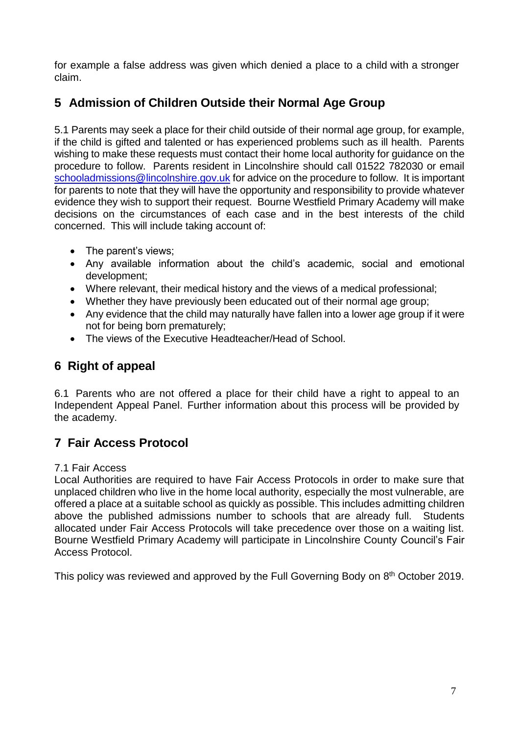for example a false address was given which denied a place to a child with a stronger claim.

## 5 Admission of Children Outside their Normal Age Group

5.1 Parents may seek a place for their child outside of their normal age group, for example, if the child is gifted and talented or has experienced problems such as ill health. Parents wishing to make these requests must contact their home local authority for guidance on the procedure to follow. Parents resident in Lincolnshire should call 01522 782030 or email [schooladmissions@lincolnshire.gov.uk](mailto:schooladmissions@lincolnshire.gov.uk) for advice on the procedure to follow. It is important for parents to note that they will have the opportunity and responsibility to provide whatever evidence they wish to support their request. Bourne Westfield Primary Academy will make decisions on the circumstances of each case and in the best interests of the child concerned. This will include taking account of:

- The parent's views;
- Any available information about the child's academic, social and emotional development;
- Where relevant, their medical history and the views of a medical professional;
- Whether they have previously been educated out of their normal age group;
- Any evidence that the child may naturally have fallen into a lower age group if it were not for being born prematurely;
- The views of the Executive Headteacher/Head of School.

## 6 Right of appeal

6.1 Parents who are not offered a place for their child have a right to appeal to an Independent Appeal Panel. Further information about this process will be provided by the academy.

## 7 Fair Access Protocol

7.1 Fair Access

Local Authorities are required to have Fair Access Protocols in order to make sure that unplaced children who live in the home local authority, especially the most vulnerable, are offered a place at a suitable school as quickly as possible. This includes admitting children above the published admissions number to schools that are already full. Students allocated under Fair Access Protocols will take precedence over those on a waiting list. Bourne Westfield Primary Academy will participate in Lincolnshire County Council's Fair Access Protocol.

This policy was reviewed and approved by the Full Governing Body on 8th October 2019.